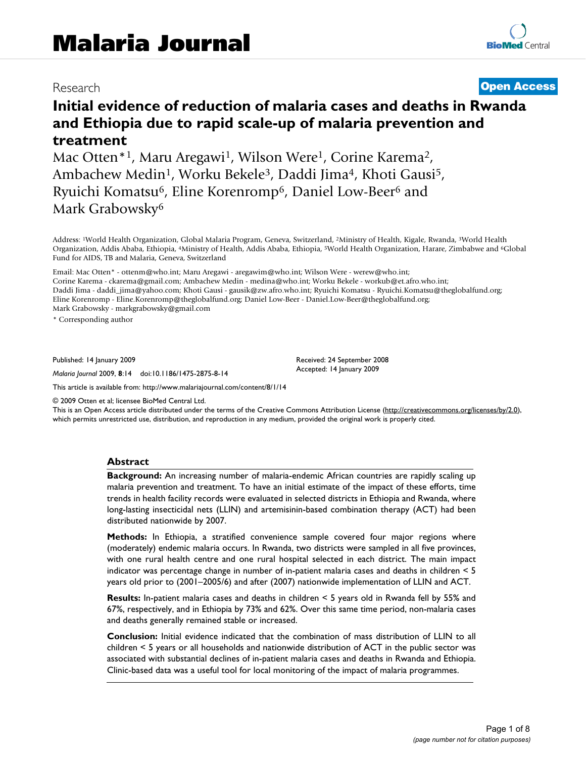Research

**Open Access**

# Initial evidence of reduction of malaria cases and deaths in Rwanda and Ethiopia due to rapid scale-up of malaria prevention and treatment

Mac Otten*[1], Maru Aregawi[1], Wilson Were[1], Corine Karema[2], Ambachew Medin[1], Worku Bekele[3], Daddi Jima[4], Khoti Gausi[5], Ryuichi Komatsu[6], Eline Korenromp[6], Daniel Low-Beer[6] and Mark Grabowsky[6]

Address: [1]World Health Organization, Global Malaria Program, Geneva, Switzerland, [2]Ministry of Health, Kigale, Rwanda, [3]World Health Organization, Addis Ababa, Ethiopia, [4]Ministry of Health, Addis Ababa, Ethiopia, [5]World Health Organization, Harare, Zimbabwe and [6]Global Fund for AIDS, TB and Malaria, Geneva, Switzerland

Email: Mac Otten* - ottenm@who.int; Maru Aregawi - aregawim@who.int; Wilson Were - werew@who.int; Corine Karema - ckarema@gmail.com; Ambachew Medin - medina@who.int; Worku Bekele - workub@et.afro.who.int; Daddi Jima - daddi_jima@yahoo.com; Khoti Gausi - gausik@zw.afro.who.int; Ryuichi Komatsu - Ryuichi.Komatsu@theglobalfund.org; Eline Korenromp - Eline.Korenromp@theglobalfund.org; Daniel Low-Beer - Daniel.Low-Beer@theglobalfund.org; Mark Grabowsky - markgrabowsky@gmail.com

* Corresponding author

Published: 14 January 2009

*Malaria Journal* 2009, **8**:14 doi:10.1186/1475-2875-8-14

Received: 24 September 2008
Accepted: 14 January 2009

This article is available from: http://www.malariajournal.com/content/8/1/14

© 2009 Otten et al; licensee BioMed Central Ltd.
This is an Open Access article distributed under the terms of the Creative Commons Attribution License (http://creativecommons.org/licenses/by/2.0), which permits unrestricted use, distribution, and reproduction in any medium, provided the original work is properly cited.

## Abstract

**Background:** An increasing number of malaria-endemic African countries are rapidly scaling up malaria prevention and treatment. To have an initial estimate of the impact of these efforts, time trends in health facility records were evaluated in selected districts in Ethiopia and Rwanda, where long-lasting insecticidal nets (LLIN) and artemisinin-based combination therapy (ACT) had been distributed nationwide by 2007.

**Methods:** In Ethiopia, a stratified convenience sample covered four major regions where (moderately) endemic malaria occurs. In Rwanda, two districts were sampled in all five provinces, with one rural health centre and one rural hospital selected in each district. The main impact indicator was percentage change in number of in-patient malaria cases and deaths in children < 5 years old prior to (2001–2005/6) and after (2007) nationwide implementation of LLIN and ACT.

**Results:** In-patient malaria cases and deaths in children < 5 years old in Rwanda fell by 55% and 67%, respectively, and in Ethiopia by 73% and 62%. Over this same time period, non-malaria cases and deaths generally remained stable or increased.

**Conclusion:** Initial evidence indicated that the combination of mass distribution of LLIN to all children < 5 years or all households and nationwide distribution of ACT in the public sector was associated with substantial declines of in-patient malaria cases and deaths in Rwanda and Ethiopia. Clinic-based data was a useful tool for local monitoring of the impact of malaria programmes.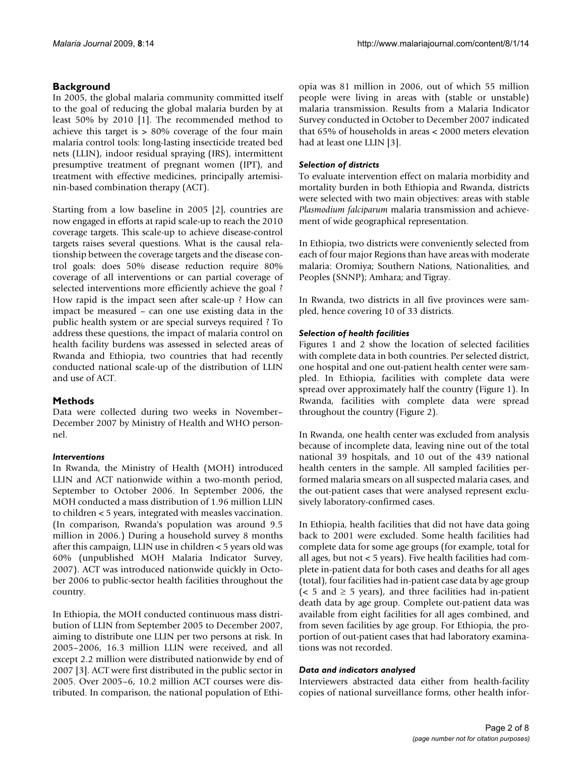## Background

In 2005, the global malaria community committed itself to the goal of reducing the global malaria burden by at least 50% by 2010 [1]. The recommended method to achieve this target is > 80% coverage of the four main malaria control tools: long-lasting insecticide treated bed nets (LLIN), indoor residual spraying (IRS), intermittent presumptive treatment of pregnant women (IPT), and treatment with effective medicines, principally artemisinin-based combination therapy (ACT).

Starting from a low baseline in 2005 [2], countries are now engaged in efforts at rapid scale-up to reach the 2010 coverage targets. This scale-up to achieve disease-control targets raises several questions. What is the causal relationship between the coverage targets and the disease control goals: does 50% disease reduction require 80% coverage of all interventions or can partial coverage of selected interventions more efficiently achieve the goal ? How rapid is the impact seen after scale-up ? How can impact be measured – can one use existing data in the public health system or are special surveys required ? To address these questions, the impact of malaria control on health facility burdens was assessed in selected areas of Rwanda and Ethiopia, two countries that had recently conducted national scale-up of the distribution of LLIN and use of ACT.

## Methods

Data were collected during two weeks in November–December 2007 by Ministry of Health and WHO personnel.

### *Interventions*

In Rwanda, the Ministry of Health (MOH) introduced LLIN and ACT nationwide within a two-month period, September to October 2006. In September 2006, the MOH conducted a mass distribution of 1.96 million LLIN to children < 5 years, integrated with measles vaccination. (In comparison, Rwanda's population was around 9.5 million in 2006.) During a household survey 8 months after this campaign, LLIN use in children < 5 years old was 60% (unpublished MOH Malaria Indicator Survey, 2007). ACT was introduced nationwide quickly in October 2006 to public-sector health facilities throughout the country.

In Ethiopia, the MOH conducted continuous mass distribution of LLIN from September 2005 to December 2007, aiming to distribute one LLIN per two persons at risk. In 2005–2006, 16.3 million LLIN were received, and all except 2.2 million were distributed nationwide by end of 2007 [3]. ACT were first distributed in the public sector in 2005. Over 2005–6, 10.2 million ACT courses were distributed. In comparison, the national population of Ethiopia was 81 million in 2006, out of which 55 million people were living in areas with (stable or unstable) malaria transmission. Results from a Malaria Indicator Survey conducted in October to December 2007 indicated that 65% of households in areas < 2000 meters elevation had at least one LLIN [3].

### *Selection of districts*

To evaluate intervention effect on malaria morbidity and mortality burden in both Ethiopia and Rwanda, districts were selected with two main objectives: areas with stable *Plasmodium falciparum* malaria transmission and achievement of wide geographical representation.

In Ethiopia, two districts were conveniently selected from each of four major Regions than have areas with moderate malaria: Oromiya; Southern Nations, Nationalities, and Peoples (SNNP); Amhara; and Tigray.

In Rwanda, two districts in all five provinces were sampled, hence covering 10 of 33 districts.

### *Selection of health facilities*

Figures 1 and 2 show the location of selected facilities with complete data in both countries. Per selected district, one hospital and one out-patient health center were sampled. In Ethiopia, facilities with complete data were spread over approximately half the country (Figure 1). In Rwanda, facilities with complete data were spread throughout the country (Figure 2).

In Rwanda, one health center was excluded from analysis because of incomplete data, leaving nine out of the total national 39 hospitals, and 10 out of the 439 national health centers in the sample. All sampled facilities performed malaria smears on all suspected malaria cases, and the out-patient cases that were analysed represent exclusively laboratory-confirmed cases.

In Ethiopia, health facilities that did not have data going back to 2001 were excluded. Some health facilities had complete data for some age groups (for example, total for all ages, but not < 5 years). Five health facilities had complete in-patient data for both cases and deaths for all ages (total), four facilities had in-patient case data by age group (< 5 and ≥ 5 years), and three facilities had in-patient death data by age group. Complete out-patient data was available from eight facilities for all ages combined, and from seven facilities by age group. For Ethiopia, the proportion of out-patient cases that had laboratory examinations was not recorded.

### *Data and indicators analysed*

Interviewers abstracted data either from health-facility copies of national surveillance forms, other health infor-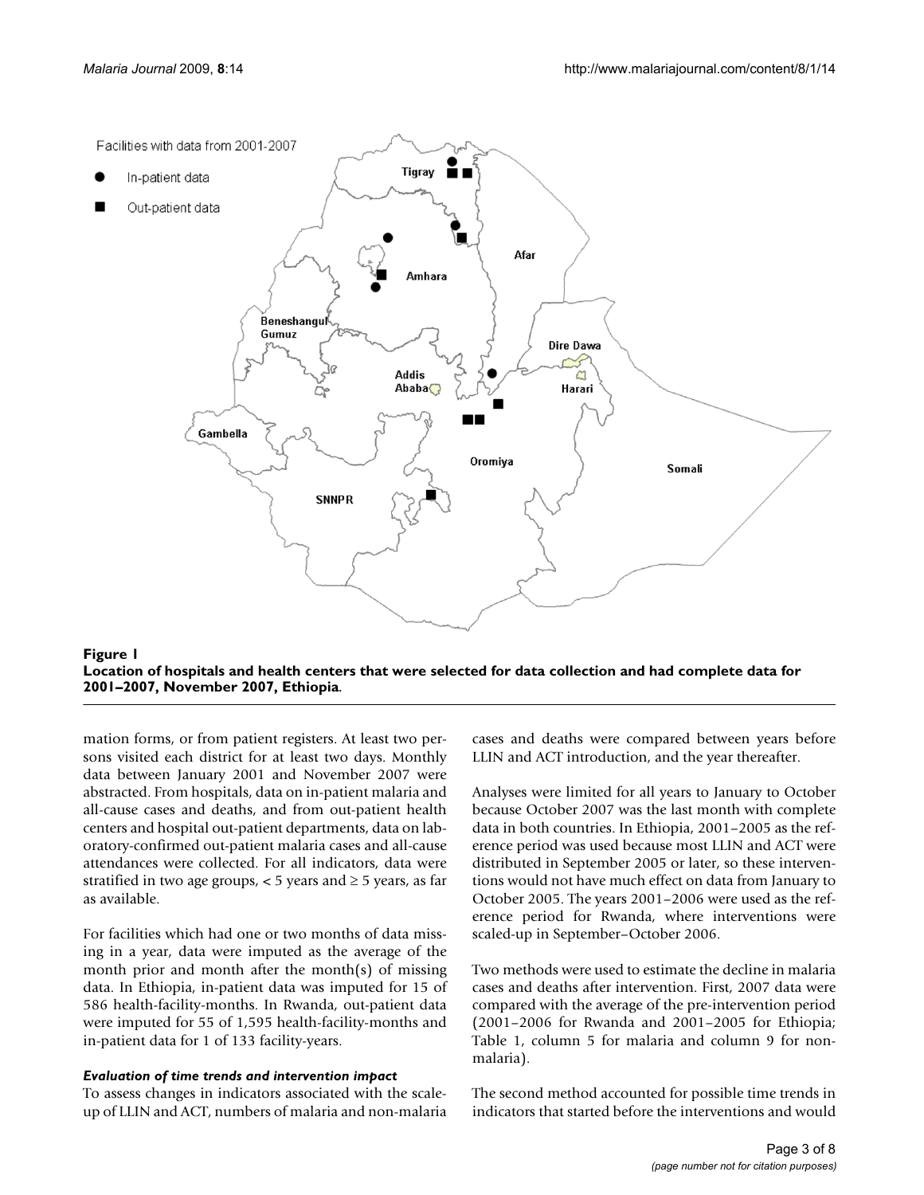**Figure 1**
**Location of hospitals and health centers that were selected for data collection and had complete data for 2001–2007, November 2007, Ethiopia**.

mation forms, or from patient registers. At least two persons visited each district for at least two days. Monthly data between January 2001 and November 2007 were abstracted. From hospitals, data on in-patient malaria and all-cause cases and deaths, and from out-patient health centers and hospital out-patient departments, data on laboratory-confirmed out-patient malaria cases and all-cause attendances were collected. For all indicators, data were stratified in two age groups, < 5 years and ≥ 5 years, as far as available.

For facilities which had one or two months of data missing in a year, data were imputed as the average of the month prior and month after the month(s) of missing data. In Ethiopia, in-patient data was imputed for 15 of 586 health-facility-months. In Rwanda, out-patient data were imputed for 55 of 1,595 health-facility-months and in-patient data for 1 of 133 facility-years.

### *Evaluation of time trends and intervention impact*

To assess changes in indicators associated with the scale-up of LLIN and ACT, numbers of malaria and non-malaria cases and deaths were compared between years before LLIN and ACT introduction, and the year thereafter.

Analyses were limited for all years to January to October because October 2007 was the last month with complete data in both countries. In Ethiopia, 2001–2005 as the reference period was used because most LLIN and ACT were distributed in September 2005 or later, so these interventions would not have much effect on data from January to October 2005. The years 2001–2006 were used as the reference period for Rwanda, where interventions were scaled-up in September–October 2006.

Two methods were used to estimate the decline in malaria cases and deaths after intervention. First, 2007 data were compared with the average of the pre-intervention period (2001–2006 for Rwanda and 2001–2005 for Ethiopia; Table 1, column 5 for malaria and column 9 for non-malaria).

The second method accounted for possible time trends in indicators that started before the interventions and would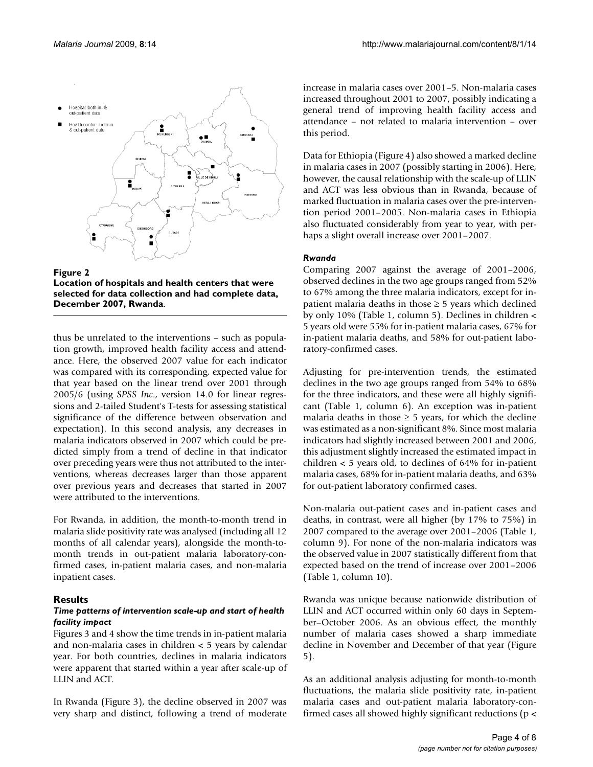**Figure 2**
**Location of hospitals and health centers that were selected for data collection and had complete data, December 2007, Rwanda**.

thus be unrelated to the interventions – such as population growth, improved health facility access and attendance. Here, the observed 2007 value for each indicator was compared with its corresponding, expected value for that year based on the linear trend over 2001 through 2005/6 (using *SPSS Inc*., version 14.0 for linear regressions and 2-tailed Student's T-tests for assessing statistical significance of the difference between observation and expectation). In this second analysis, any decreases in malaria indicators observed in 2007 which could be predicted simply from a trend of decline in that indicator over preceding years were thus not attributed to the interventions, whereas decreases larger than those apparent over previous years and decreases that started in 2007 were attributed to the interventions.

For Rwanda, in addition, the month-to-month trend in malaria slide positivity rate was analysed (including all 12 months of all calendar years), alongside the month-to-month trends in out-patient malaria laboratory-confirmed cases, in-patient malaria cases, and non-malaria inpatient cases.

## Results

### *Time patterns of intervention scale-up and start of health facility impact*

Figures 3 and 4 show the time trends in in-patient malaria and non-malaria cases in children < 5 years by calendar year. For both countries, declines in malaria indicators were apparent that started within a year after scale-up of LLIN and ACT.

In Rwanda (Figure 3), the decline observed in 2007 was very sharp and distinct, following a trend of moderate increase in malaria cases over 2001–5. Non-malaria cases increased throughout 2001 to 2007, possibly indicating a general trend of improving health facility access and attendance – not related to malaria intervention – over this period.

Data for Ethiopia (Figure 4) also showed a marked decline in malaria cases in 2007 (possibly starting in 2006). Here, however, the causal relationship with the scale-up of LLIN and ACT was less obvious than in Rwanda, because of marked fluctuation in malaria cases over the pre-intervention period 2001–2005. Non-malaria cases in Ethiopia also fluctuated considerably from year to year, with perhaps a slight overall increase over 2001–2007.

### *Rwanda*

Comparing 2007 against the average of 2001–2006, observed declines in the two age groups ranged from 52% to 67% among the three malaria indicators, except for in-patient malaria deaths in those ≥ 5 years which declined by only 10% (Table 1, column 5). Declines in children < 5 years old were 55% for in-patient malaria cases, 67% for in-patient malaria deaths, and 58% for out-patient laboratory-confirmed cases.

Adjusting for pre-intervention trends, the estimated declines in the two age groups ranged from 54% to 68% for the three indicators, and these were all highly significant (Table 1, column 6). An exception was in-patient malaria deaths in those ≥ 5 years, for which the decline was estimated as a non-significant 8%. Since most malaria indicators had slightly increased between 2001 and 2006, this adjustment slightly increased the estimated impact in children < 5 years old, to declines of 64% for in-patient malaria cases, 68% for in-patient malaria deaths, and 63% for out-patient laboratory confirmed cases.

Non-malaria out-patient cases and in-patient cases and deaths, in contrast, were all higher (by 17% to 75%) in 2007 compared to the average over 2001–2006 (Table 1, column 9). For none of the non-malaria indicators was the observed value in 2007 statistically different from that expected based on the trend of increase over 2001–2006 (Table 1, column 10).

Rwanda was unique because nationwide distribution of LLIN and ACT occurred within only 60 days in September–October 2006. As an obvious effect, the monthly number of malaria cases showed a sharp immediate decline in November and December of that year (Figure 5).

As an additional analysis adjusting for month-to-month fluctuations, the malaria slide positivity rate, in-patient malaria cases and out-patient malaria laboratory-confirmed cases all showed highly significant reductions (p <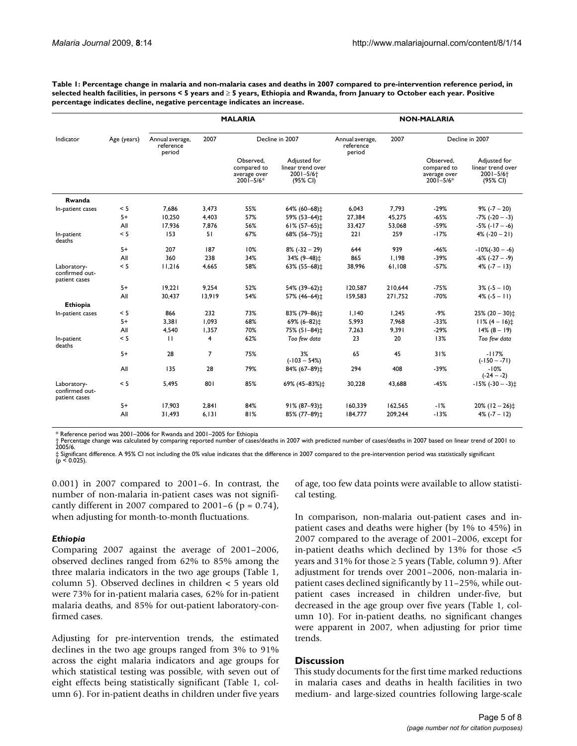**Table 1: Percentage change in malaria and non-malaria cases and deaths in 2007 compared to pre-intervention reference period, in selected health facilities, in persons < 5 years and ≥ 5 years, Ethiopia and Rwanda, from January to October each year. Positive percentage indicates decline, negative percentage indicates an increase.**

| Indicator | Age (years) | MALARIA | | | | NON-MALARIA | | | |
|---|---|---|---|---|---|---|---|---|---|
| | | Annual average, reference period | 2007 | Decline in 2007 | | Annual average, reference period | 2007 | Decline in 2007 | |
| | | | | Observed, compared to average over 2001–5/6* | Adjusted for linear trend over 2001–5/6† (95% CI) | | | Observed, compared to average over 2001–5/6* | Adjusted for linear trend over 2001–5/6† (95% CI) |
| **Rwanda** | | | | | | | | | |
| In-patient cases | < 5 | 7,686 | 3,473 | 55% | 64% (60–68)‡ | 6,043 | 7,793 | -29% | 9% (-7 – 20) |
| | 5+ | 10,250 | 4,403 | 57% | 59% (53–64)‡ | 27,384 | 45,275 | -65% | -7% (-20 – -3) |
| | All | 17,936 | 7,876 | 56% | 61% (57–65)‡ | 33,427 | 53,068 | -59% | -5% (-17 – -6) |
| In-patient deaths | < 5 | 153 | 51 | 67% | 68% (56–75)‡ | 221 | 259 | -17% | 4% (-20 – 21) |
| | 5+ | 207 | 187 | 10% | 8% (-32 – 29) | 644 | 939 | -46% | -10%(-30 – -6) |
| | All | 360 | 238 | 34% | 34% (9–48)‡ | 865 | 1,198 | -39% | -6% (-27 – -9) |
| Laboratory-confirmed out-patient cases | < 5 | 11,216 | 4,665 | 58% | 63% (55–68)‡ | 38,996 | 61,108 | -57% | 4% (-7 – 13) |
| | 5+ | 19,221 | 9,254 | 52% | 54% (39–62)‡ | 120,587 | 210,644 | -75% | 3% (-5 – 10) |
| | All | 30,437 | 13,919 | 54% | 57% (46–64)‡ | 159,583 | 271,752 | -70% | 4% (-5 – 11) |
| **Ethiopia** | | | | | | | | | |
| In-patient cases | < 5 | 866 | 232 | 73% | 83% (79–86)‡ | 1,140 | 1,245 | -9% | 25% (20 – 30)‡ |
| | 5+ | 3,381 | 1,093 | 68% | 69% (6–82)‡ | 5,993 | 7,968 | -33% | 11% (4 – 16)‡ |
| | All | 4,540 | 1,357 | 70% | 75% (51–84)‡ | 7,263 | 9,391 | -29% | 14% (8 – 19) |
| In-patient deaths | < 5 | 11 | 4 | 62% | *Too few data* | 23 | 20 | 13% | *Too few data* |
| | 5+ | 28 | 7 | 75% | 3% (-103 – 54%) | 65 | 45 | 31% | -117% (-150 – -71) |
| | All | 135 | 28 | 79% | 84% (67–89)‡ | 294 | 408 | -39% | -10% (-24 – -2) |
| Laboratory-confirmed out-patient cases | < 5 | 5,495 | 801 | 85% | 69% (45–83%)‡ | 30,228 | 43,688 | -45% | -15% (-30 – -3)‡ |
| | 5+ | 17,903 | 2,841 | 84% | 91% (87–93)‡ | 160,339 | 162,565 | -1% | 20% (12 – 26)‡ |
| | All | 31,493 | 6,131 | 81% | 85% (77–89)‡ | 184,777 | 209,244 | -13% | 4% (-7 – 12) |

\* Reference period was 2001–2006 for Rwanda and 2001–2005 for Ethiopia
† Percentage change was calculated by comparing reported number of cases/deaths in 2007 with predicted number of cases/deaths in 2007 based on linear trend of 2001 to 2005/6.
‡ Significant difference. A 95% CI not including the 0% value indicates that the difference in 2007 compared to the pre-intervention period was statistically significant ($p < 0.025$).

0.001) in 2007 compared to 2001–6. In contrast, the number of non-malaria in-patient cases was not significantly different in 2007 compared to 2001–6 ($p = 0.74$), when adjusting for month-to-month fluctuations.

### *Ethiopia*

Comparing 2007 against the average of 2001–2006, observed declines ranged from 62% to 85% among the three malaria indicators in the two age groups (Table 1, column 5). Observed declines in children < 5 years old were 73% for in-patient malaria cases, 62% for in-patient malaria deaths, and 85% for out-patient laboratory-confirmed cases.

Adjusting for pre-intervention trends, the estimated declines in the two age groups ranged from 3% to 91% across the eight malaria indicators and age groups for which statistical testing was possible, with seven out of eight effects being statistically significant (Table 1, column 6). For in-patient deaths in children under five years of age, too few data points were available to allow statistical testing.

In comparison, non-malaria out-patient cases and in-patient cases and deaths were higher (by 1% to 45%) in 2007 compared to the average of 2001–2006, except for in-patient deaths which declined by 13% for those <5 years and 31% for those ≥ 5 years (Table, column 9). After adjustment for trends over 2001–2006, non-malaria in-patient cases declined significantly by 11–25%, while out-patient cases increased in children under-five, but decreased in the age group over five years (Table 1, column 10). For in-patient deaths, no significant changes were apparent in 2007, when adjusting for prior time trends.

## Discussion

This study documents for the first time marked reductions in malaria cases and deaths in health facilities in two medium- and large-sized countries following large-scale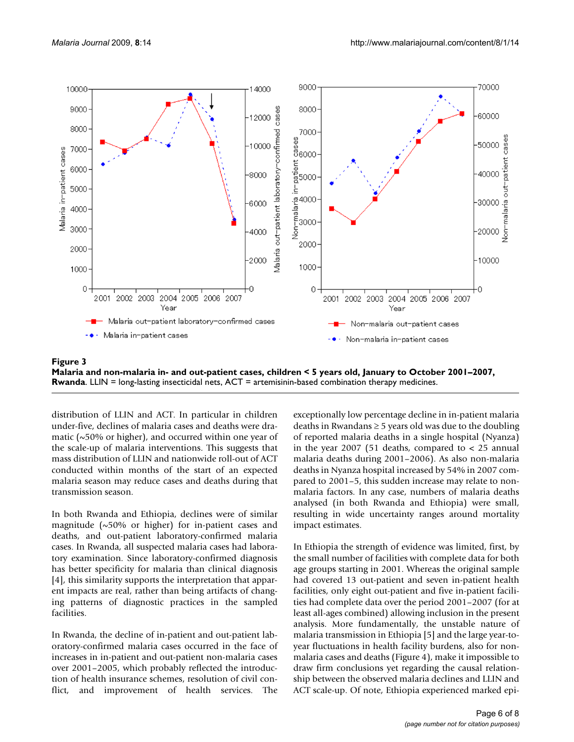**Figure 3**
**Malaria and non-malaria in- and out-patient cases, children < 5 years old, January to October 2001–2007, Rwanda**. LLIN = long-lasting insecticidal nets, ACT = artemisinin-based combination therapy medicines.

distribution of LLIN and ACT. In particular in children under-five, declines of malaria cases and deaths were dramatic (~50% or higher), and occurred within one year of the scale-up of malaria interventions. This suggests that mass distribution of LLIN and nationwide roll-out of ACT conducted within months of the start of an expected malaria season may reduce cases and deaths during that transmission season.

In both Rwanda and Ethiopia, declines were of similar magnitude (~50% or higher) for in-patient cases and deaths, and out-patient laboratory-confirmed malaria cases. In Rwanda, all suspected malaria cases had laboratory examination. Since laboratory-confirmed diagnosis has better specificity for malaria than clinical diagnosis [4], this similarity supports the interpretation that apparent impacts are real, rather than being artifacts of changing patterns of diagnostic practices in the sampled facilities.

In Rwanda, the decline of in-patient and out-patient laboratory-confirmed malaria cases occurred in the face of increases in in-patient and out-patient non-malaria cases over 2001–2005, which probably reflected the introduction of health insurance schemes, resolution of civil conflict, and improvement of health services. The exceptionally low percentage decline in in-patient malaria deaths in Rwandans ≥ 5 years old was due to the doubling of reported malaria deaths in a single hospital (Nyanza) in the year 2007 (51 deaths, compared to < 25 annual malaria deaths during 2001–2006). As also non-malaria deaths in Nyanza hospital increased by 54% in 2007 compared to 2001–5, this sudden increase may relate to non-malaria factors. In any case, numbers of malaria deaths analysed (in both Rwanda and Ethiopia) were small, resulting in wide uncertainty ranges around mortality impact estimates.

In Ethiopia the strength of evidence was limited, first, by the small number of facilities with complete data for both age groups starting in 2001. Whereas the original sample had covered 13 out-patient and seven in-patient health facilities, only eight out-patient and five in-patient facilities had complete data over the period 2001–2007 (for at least all-ages combined) allowing inclusion in the present analysis. More fundamentally, the unstable nature of malaria transmission in Ethiopia [5] and the large year-to-year fluctuations in health facility burdens, also for non-malaria cases and deaths (Figure 4), make it impossible to draw firm conclusions yet regarding the causal relationship between the observed malaria declines and LLIN and ACT scale-up. Of note, Ethiopia experienced marked epi-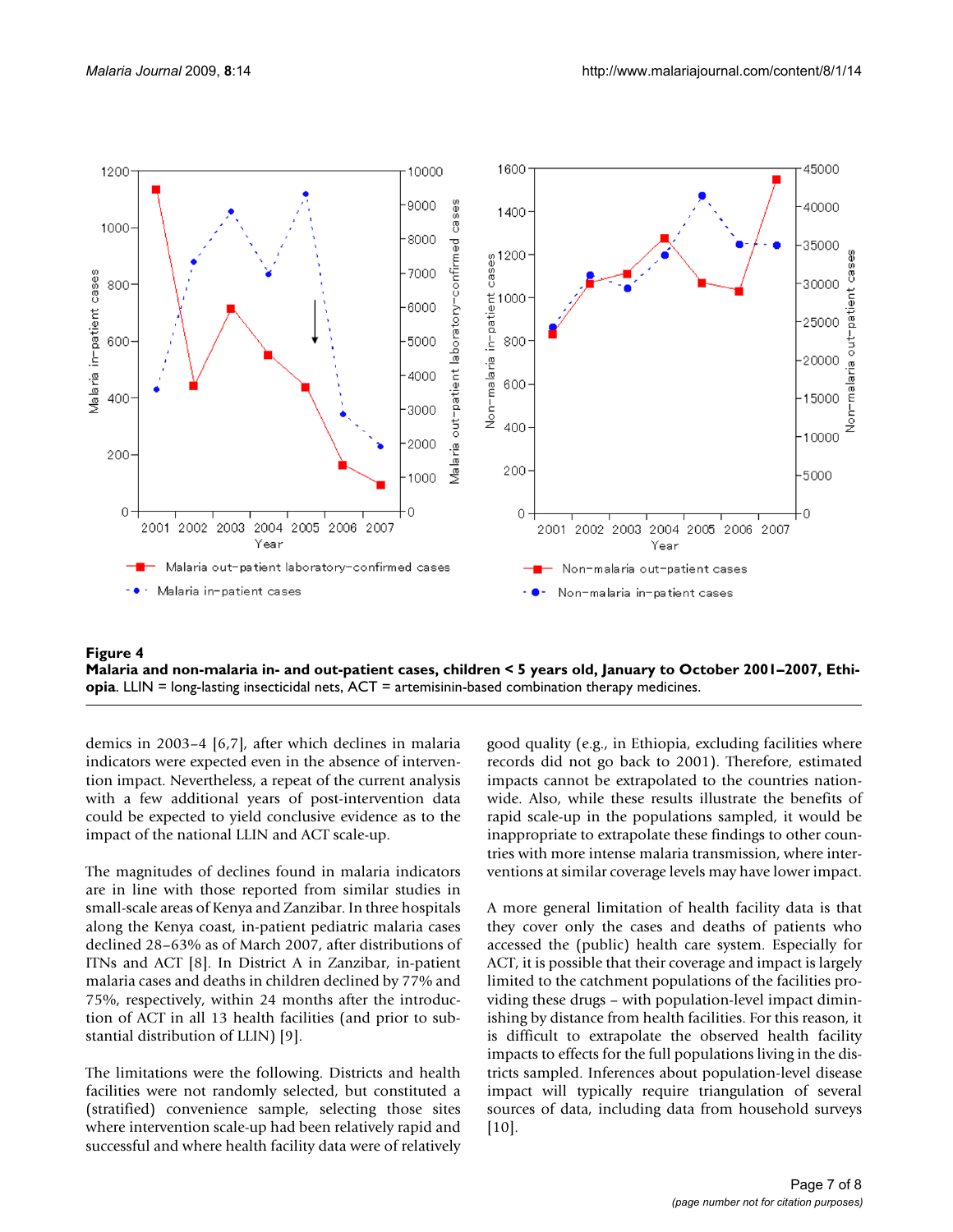**Figure 4**
**Malaria and non-malaria in- and out-patient cases, children < 5 years old, January to October 2001–2007, Ethiopia**. LLIN = long-lasting insecticidal nets, ACT = artemisinin-based combination therapy medicines.

demics in 2003–4 [6,7], after which declines in malaria indicators were expected even in the absence of intervention impact. Nevertheless, a repeat of the current analysis with a few additional years of post-intervention data could be expected to yield conclusive evidence as to the impact of the national LLIN and ACT scale-up.

The magnitudes of declines found in malaria indicators are in line with those reported from similar studies in small-scale areas of Kenya and Zanzibar. In three hospitals along the Kenya coast, in-patient pediatric malaria cases declined 28–63% as of March 2007, after distributions of ITNs and ACT [8]. In District A in Zanzibar, in-patient malaria cases and deaths in children declined by 77% and 75%, respectively, within 24 months after the introduction of ACT in all 13 health facilities (and prior to substantial distribution of LLIN) [9].

The limitations were the following. Districts and health facilities were not randomly selected, but constituted a (stratified) convenience sample, selecting those sites where intervention scale-up had been relatively rapid and successful and where health facility data were of relatively good quality (e.g., in Ethiopia, excluding facilities where records did not go back to 2001). Therefore, estimated impacts cannot be extrapolated to the countries nationwide. Also, while these results illustrate the benefits of rapid scale-up in the populations sampled, it would be inappropriate to extrapolate these findings to other countries with more intense malaria transmission, where interventions at similar coverage levels may have lower impact.

A more general limitation of health facility data is that they cover only the cases and deaths of patients who accessed the (public) health care system. Especially for ACT, it is possible that their coverage and impact is largely limited to the catchment populations of the facilities providing these drugs – with population-level impact diminishing by distance from health facilities. For this reason, it is difficult to extrapolate the observed health facility impacts to effects for the full populations living in the districts sampled. Inferences about population-level disease impact will typically require triangulation of several sources of data, including data from household surveys [10].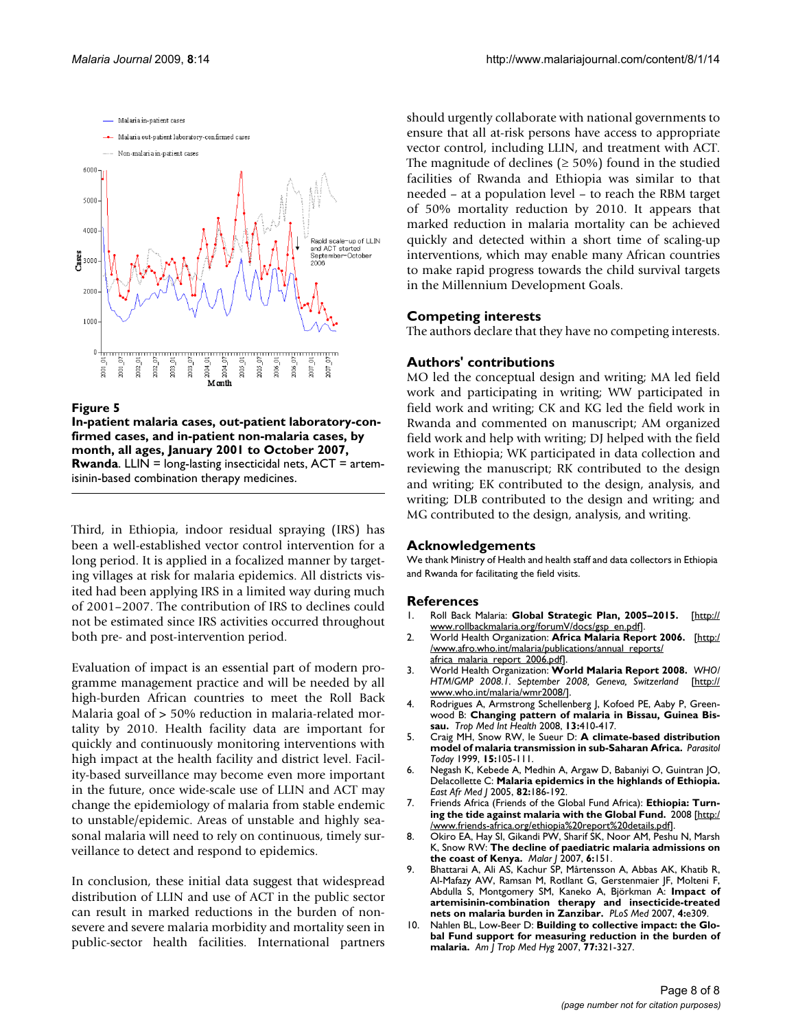Malaria in-patient cases

Malaria out-patient laboratory-confirmed cases

Non-malaria in-patient cases

Cases

6000

5000

4000

3000

2000

1000

0

2001_01 2001_07 2002_01 2002_07 2003_01 2003_07 2004_01 2004_07 2005_01 2005_07 2006_01 2006_07 2007_01 2007_07

Month

Rapid scale-up of LLIN and ACT started September–October 2006

**Figure 5**

**In-patient malaria cases, out-patient laboratory-confirmed cases, and in-patient non-malaria cases, by month, all ages, January 2001 to October 2007, Rwanda**. LLIN = long-lasting insecticidal nets, ACT = artemisinin-based combination therapy medicines.

Third, in Ethiopia, indoor residual spraying (IRS) has been a well-established vector control intervention for a long period. It is applied in a focalized manner by targeting villages at risk for malaria epidemics. All districts visited had been applying IRS in a limited way during much of 2001–2007. The contribution of IRS to declines could not be estimated since IRS activities occurred throughout both pre- and post-intervention period.

Evaluation of impact is an essential part of modern programme management practice and will be needed by all high-burden African countries to meet the Roll Back Malaria goal of > 50% reduction in malaria-related mortality by 2010. Health facility data are important for quickly and continuously monitoring interventions with high impact at the health facility and district level. Facility-based surveillance may become even more important in the future, once wide-scale use of LLIN and ACT may change the epidemiology of malaria from stable endemic to unstable/epidemic. Areas of unstable and highly seasonal malaria will need to rely on continuous, timely surveillance to detect and respond to epidemics.

In conclusion, these initial data suggest that widespread distribution of LLIN and use of ACT in the public sector can result in marked reductions in the burden of non-severe and severe malaria morbidity and mortality seen in public-sector health facilities. International partners should urgently collaborate with national governments to ensure that all at-risk persons have access to appropriate vector control, including LLIN, and treatment with ACT. The magnitude of declines (≥ 50%) found in the studied facilities of Rwanda and Ethiopia was similar to that needed – at a population level – to reach the RBM target of 50% mortality reduction by 2010. It appears that marked reduction in malaria mortality can be achieved quickly and detected within a short time of scaling-up interventions, which may enable many African countries to make rapid progress towards the child survival targets in the Millennium Development Goals.

## Competing interests

The authors declare that they have no competing interests.

## Authors' contributions

MO led the conceptual design and writing; MA led field work and participating in writing; WW participated in field work and writing; CK and KG led the field work in Rwanda and commented on manuscript; AM organized field work and help with writing; DJ helped with the field work in Ethiopia; WK participated in data collection and reviewing the manuscript; RK contributed to the design and writing; EK contributed to the design, analysis, and writing; DLB contributed to the design and writing; and MG contributed to the design, analysis, and writing.

## Acknowledgements

We thank Ministry of Health and health staff and data collectors in Ethiopia and Rwanda for facilitating the field visits.

## References

1. Roll Back Malaria: **Global Strategic Plan, 2005–2015.** [http://www.rollbackmalaria.org/forumV/docs/gsp_en.pdf].
2. World Health Organization: **Africa Malaria Report 2006.** [http://www.afro.who.int/malaria/publications/annual_reports/africa_malaria_report_2006.pdf].
3. World Health Organization: **World Malaria Report 2008.** *WHO/HTM/GMP 2008.1. September 2008, Geneva, Switzerland* [http://www.who.int/malaria/wmr2008/].
4. Rodrigues A, Armstrong Schellenberg J, Kofoed PE, Aaby P, Greenwood B: **Changing pattern of malaria in Bissau, Guinea Bissau.** *Trop Med Int Health* 2008, **13:**410-417.
5. Craig MH, Snow RW, le Sueur D: **A climate-based distribution model of malaria transmission in sub-Saharan Africa.** *Parasitol Today* 1999, **15:**105-111.
6. Negash K, Kebede A, Medhin A, Argaw D, Babaniyi O, Guintran JO, Delacollette C: **Malaria epidemics in the highlands of Ethiopia.** *East Afr Med J* 2005, **82:**186-192.
7. Friends Africa (Friends of the Global Fund Africa): **Ethiopia: Turning the tide against malaria with the Global Fund.** 2008 [http://www.friends-africa.org/ethiopia%20report%20details.pdf].
8. Okiro EA, Hay SI, Gikandi PW, Sharif SK, Noor AM, Peshu N, Marsh K, Snow RW: **The decline of paediatric malaria admissions on the coast of Kenya.** *Malar J* 2007, **6:**151.
9. Bhattarai A, Ali AS, Kachur SP, Mårtensson A, Abbas AK, Khatib R, Al-Mafazy AW, Ramsan M, Rotllant G, Gerstenmaier JF, Molteni F, Abdulla S, Montgomery SM, Kaneko A, Björkman A: **Impact of artemisinin-combination therapy and insecticide-treated nets on malaria burden in Zanzibar.** *PLoS Med* 2007, **4:**e309.
10. Nahlen BL, Low-Beer D: **Building to collective impact: the Global Fund support for measuring reduction in the burden of malaria.** *Am J Trop Med Hyg* 2007, **77:**321-327.